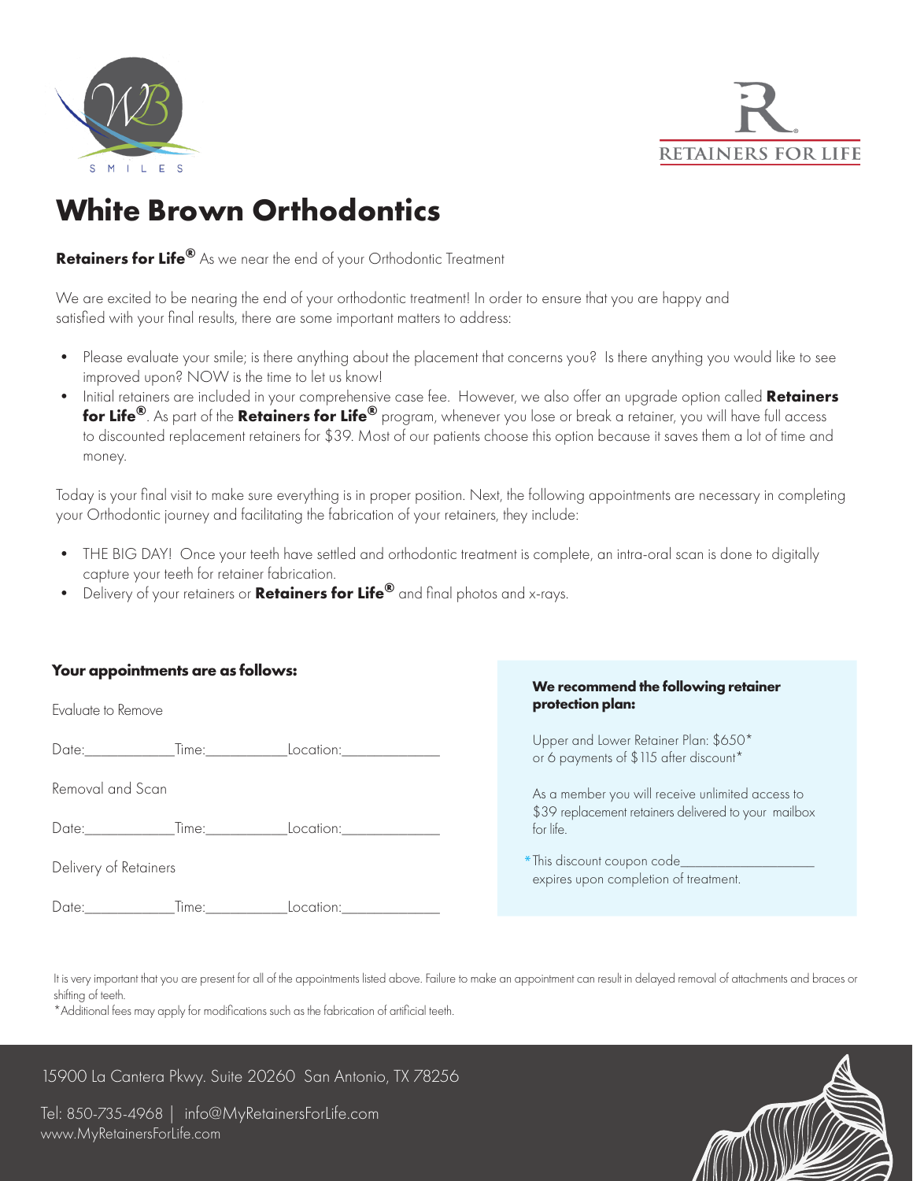# White Brown Orthodontics

**Retainers for Life®** As we near the end of your Orthodontic Treatment

We are excited to be nearing the end of your orthodontic treatment! In order to ensure that you are happy and satisfied with your final results, there are some important matters to address:

- Please evaluate your smile; is there anything about the placement that concerns you? Is there anything you would like to see improved upon? NOW is the time to let us know!
- Initial retainers are included in your comprehensive case fee. However, we also offer an upgrade option called **Retainers for Life®**. As part of the **Retainers for Life®** program, whenever you lose or break a retainer, you will have full access to discounted replacement retainers for $39. Most of our patients choose this option because it saves them a lot of time and money.

Today is your final visit to make sure everything is in proper position. Next, the following appointments are necessary in completing your Orthodontic journey and facilitating the fabrication of your retainers, they include:

- THE BIG DAY! Once your teeth have settled and orthodontic treatment is complete, an intra-oral scan is done to digitally capture your teeth for retainer fabrication.
- Delivery of your retainers or **Retainers for Life®** and final photos and x-rays.

**Your appointments are as follows:**

Evaluate to Remove

Date:____________Time:___________Location:_____________

Removal and Scan

Date:____________Time:___________Location:_____________

Delivery of Retainers

Date:____________Time:___________Location:_____________

**We recommend the following retainer protection plan:**

Upper and Lower Retainer Plan: $650*
or 6 payments of $115 after discount*

As a member you will receive unlimited access to $39 replacement retainers delivered to your mailbox for life.

*This discount coupon code___________________ expires upon completion of treatment.

It is very important that you are present for all of the appointments listed above. Failure to make an appointment can result in delayed removal of attachments and braces or shifting of teeth.

*Additional fees may apply for modifications such as the fabrication of artificial teeth.

15900 La Cantera Pkwy. Suite 20260 San Antonio, TX 78256

Tel: 850-735-4968 | info@MyRetainersForLife.com
www.MyRetainersForLife.com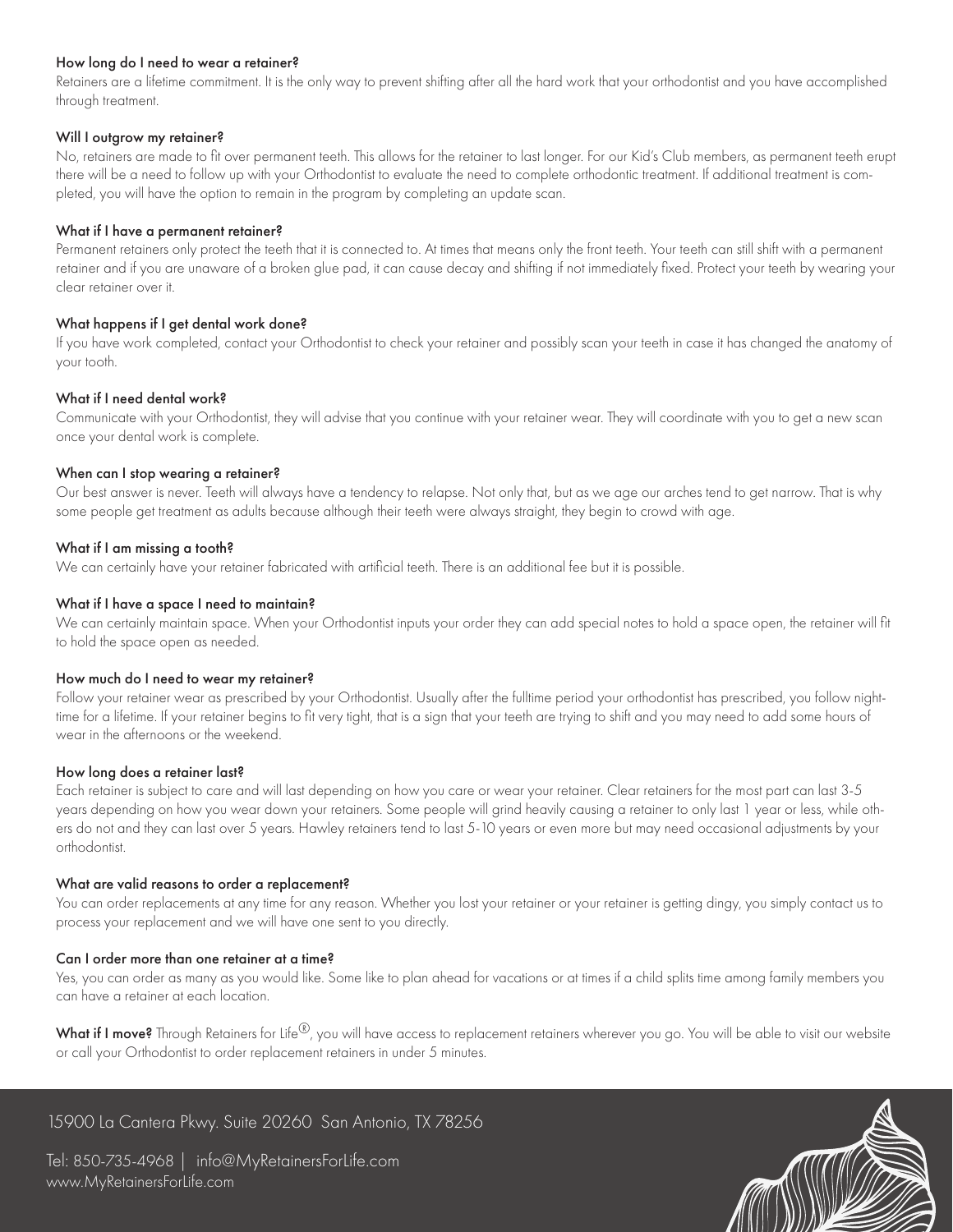**How long do I need to wear a retainer?**
Retainers are a lifetime commitment. It is the only way to prevent shifting after all the hard work that your orthodontist and you have accomplished through treatment.

**Will I outgrow my retainer?**
No, retainers are made to fit over permanent teeth. This allows for the retainer to last longer. For our Kid's Club members, as permanent teeth erupt there will be a need to follow up with your Orthodontist to evaluate the need to complete orthodontic treatment. If additional treatment is completed, you will have the option to remain in the program by completing an update scan.

**What if I have a permanent retainer?**
Permanent retainers only protect the teeth that it is connected to. At times that means only the front teeth. Your teeth can still shift with a permanent retainer and if you are unaware of a broken glue pad, it can cause decay and shifting if not immediately fixed. Protect your teeth by wearing your clear retainer over it.

**What happens if I get dental work done?**
If you have work completed, contact your Orthodontist to check your retainer and possibly scan your teeth in case it has changed the anatomy of your tooth.

**What if I need dental work?**
Communicate with your Orthodontist, they will advise that you continue with your retainer wear. They will coordinate with you to get a new scan once your dental work is complete.

**When can I stop wearing a retainer?**
Our best answer is never. Teeth will always have a tendency to relapse. Not only that, but as we age our arches tend to get narrow. That is why some people get treatment as adults because although their teeth were always straight, they begin to crowd with age.

**What if I am missing a tooth?**
We can certainly have your retainer fabricated with artificial teeth. There is an additional fee but it is possible.

**What if I have a space I need to maintain?**
We can certainly maintain space. When your Orthodontist inputs your order they can add special notes to hold a space open, the retainer will fit to hold the space open as needed.

**How much do I need to wear my retainer?**
Follow your retainer wear as prescribed by your Orthodontist. Usually after the fulltime period your orthodontist has prescribed, you follow nighttime for a lifetime. If your retainer begins to fit very tight, that is a sign that your teeth are trying to shift and you may need to add some hours of wear in the afternoons or the weekend.

**How long does a retainer last?**
Each retainer is subject to care and will last depending on how you care or wear your retainer. Clear retainers for the most part can last 3-5 years depending on how you wear down your retainers. Some people will grind heavily causing a retainer to only last 1 year or less, while others do not and they can last over 5 years. Hawley retainers tend to last 5-10 years or even more but may need occasional adjustments by your orthodontist.

**What are valid reasons to order a replacement?**
You can order replacements at any time for any reason. Whether you lost your retainer or your retainer is getting dingy, you simply contact us to process your replacement and we will have one sent to you directly.

**Can I order more than one retainer at a time?**
Yes, you can order as many as you would like. Some like to plan ahead for vacations or at times if a child splits time among family members you can have a retainer at each location.

**What if I move?** Through Retainers for Life®, you will have access to replacement retainers wherever you go. You will be able to visit our website or call your Orthodontist to order replacement retainers in under 5 minutes.

15900 La Cantera Pkwy. Suite 20260 San Antonio, TX 78256

Tel: 850-735-4968 | info@MyRetainersForLife.com
www.MyRetainersForLife.com